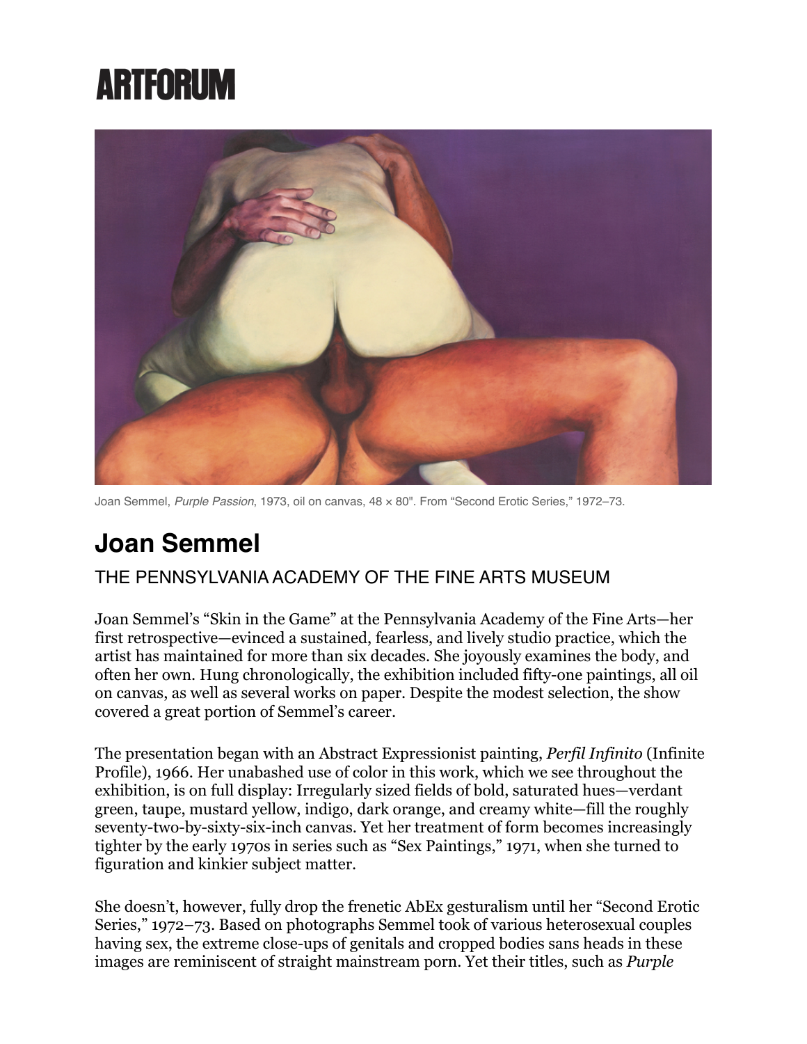# ARTFORUM

Joan Semmel, *Purple Passion*, 1973, oil on canvas, 48 × 80". From "Second Erotic Series," 1972–73.

## Joan Semmel

### THE PENNSYLVANIA ACADEMY OF THE FINE ARTS MUSEUM

Joan Semmel's "Skin in the Game" at the Pennsylvania Academy of the Fine Arts—her first retrospective—evinced a sustained, fearless, and lively studio practice, which the artist has maintained for more than six decades. She joyously examines the body, and often her own. Hung chronologically, the exhibition included fifty-one paintings, all oil on canvas, as well as several works on paper. Despite the modest selection, the show covered a great portion of Semmel's career.

The presentation began with an Abstract Expressionist painting, *Perfil Infinito* (Infinite Profile), 1966. Her unabashed use of color in this work, which we see throughout the exhibition, is on full display: Irregularly sized fields of bold, saturated hues—verdant green, taupe, mustard yellow, indigo, dark orange, and creamy white—fill the roughly seventy-two-by-sixty-six-inch canvas. Yet her treatment of form becomes increasingly tighter by the early 1970s in series such as "Sex Paintings," 1971, when she turned to figuration and kinkier subject matter.

She doesn't, however, fully drop the frenetic AbEx gesturalism until her "Second Erotic Series," 1972–73. Based on photographs Semmel took of various heterosexual couples having sex, the extreme close-ups of genitals and cropped bodies sans heads in these images are reminiscent of straight mainstream porn. Yet their titles, such as *Purple*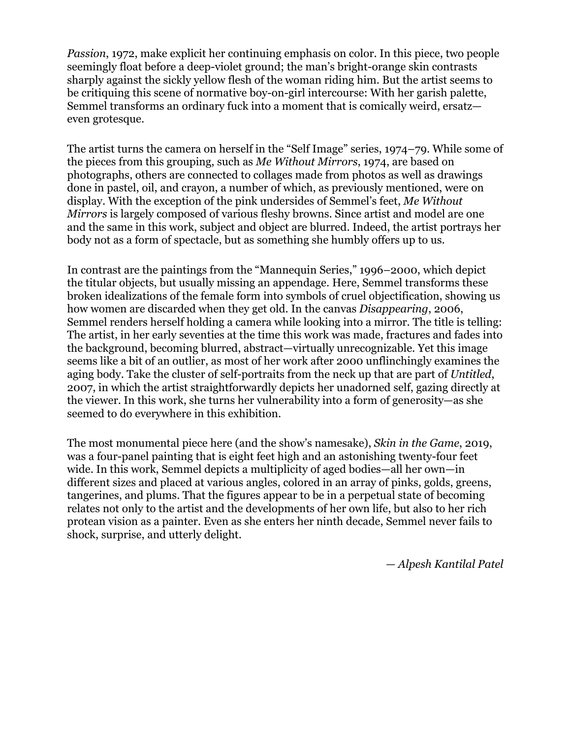*Passion*, 1972, make explicit her continuing emphasis on color. In this piece, two people seemingly float before a deep-violet ground; the man's bright-orange skin contrasts sharply against the sickly yellow flesh of the woman riding him. But the artist seems to be critiquing this scene of normative boy-on-girl intercourse: With her garish palette, Semmel transforms an ordinary fuck into a moment that is comically weird, ersatz—even grotesque.

The artist turns the camera on herself in the "Self Image" series, 1974–79. While some of the pieces from this grouping, such as *Me Without Mirrors*, 1974, are based on photographs, others are connected to collages made from photos as well as drawings done in pastel, oil, and crayon, a number of which, as previously mentioned, were on display. With the exception of the pink undersides of Semmel's feet, *Me Without Mirrors* is largely composed of various fleshy browns. Since artist and model are one and the same in this work, subject and object are blurred. Indeed, the artist portrays her body not as a form of spectacle, but as something she humbly offers up to us.

In contrast are the paintings from the "Mannequin Series," 1996–2000, which depict the titular objects, but usually missing an appendage. Here, Semmel transforms these broken idealizations of the female form into symbols of cruel objectification, showing us how women are discarded when they get old. In the canvas *Disappearing*, 2006, Semmel renders herself holding a camera while looking into a mirror. The title is telling: The artist, in her early seventies at the time this work was made, fractures and fades into the background, becoming blurred, abstract—virtually unrecognizable. Yet this image seems like a bit of an outlier, as most of her work after 2000 unflinchingly examines the aging body. Take the cluster of self-portraits from the neck up that are part of *Untitled*, 2007, in which the artist straightforwardly depicts her unadorned self, gazing directly at the viewer. In this work, she turns her vulnerability into a form of generosity—as she seemed to do everywhere in this exhibition.

The most monumental piece here (and the show's namesake), *Skin in the Game*, 2019, was a four-panel painting that is eight feet high and an astonishing twenty-four feet wide. In this work, Semmel depicts a multiplicity of aged bodies—all her own—in different sizes and placed at various angles, colored in an array of pinks, golds, greens, tangerines, and plums. That the figures appear to be in a perpetual state of becoming relates not only to the artist and the developments of her own life, but also to her rich protean vision as a painter. Even as she enters her ninth decade, Semmel never fails to shock, surprise, and utterly delight.

*— Alpesh Kantilal Patel*